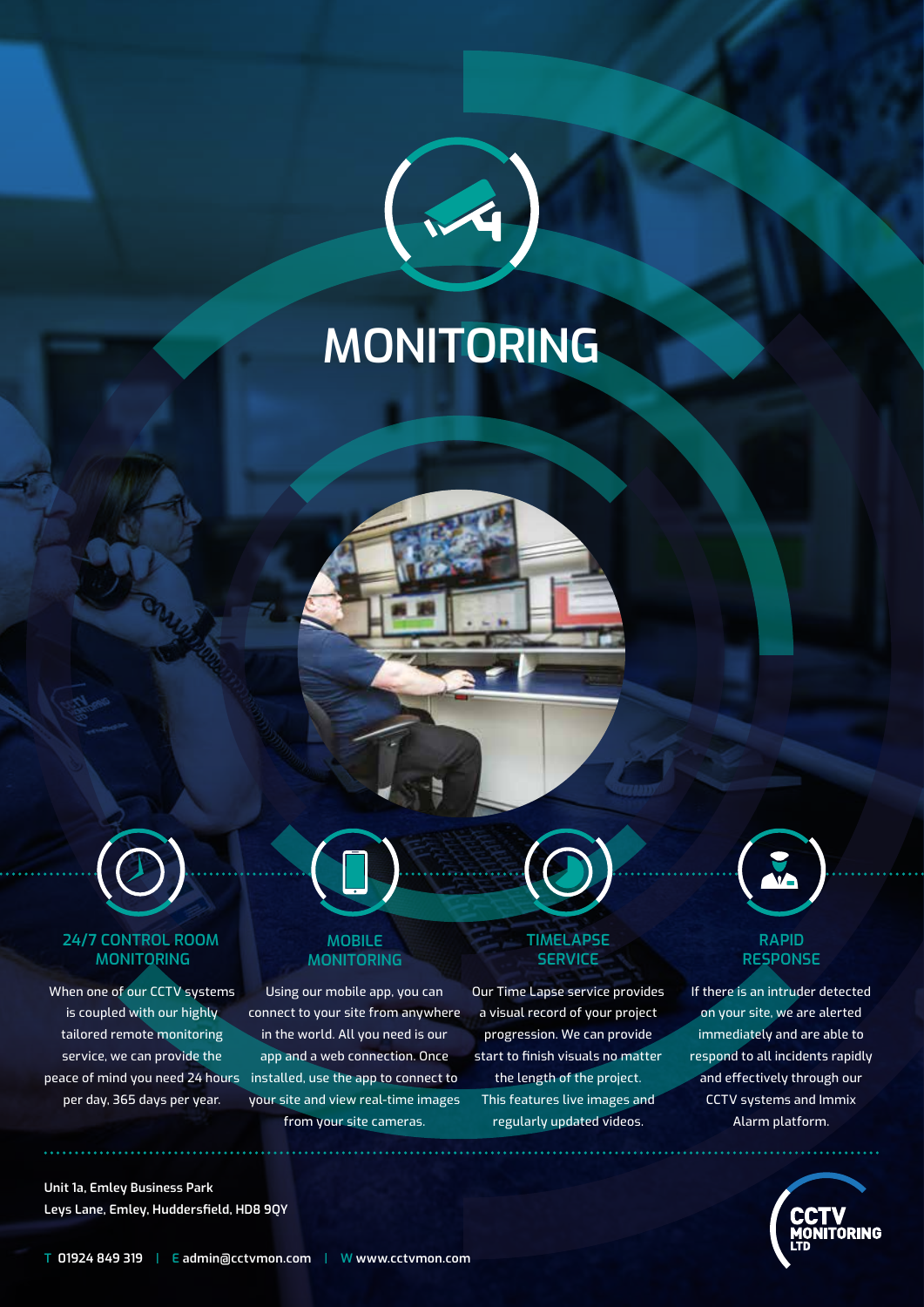# MONITORING

### 24/7 CONTROL ROOM MONITORING

When one of our CCTV systems is coupled with our highly tailored remote monitoring service, we can provide the peace of mind you need 24 hours per day, 365 days per year.

### MOBILE MONITORING

Using our mobile app, you can connect to your site from anywhere in the world. All you need is our app and a web connection. Once installed, use the app to connect to your site and view real-time images from your site cameras.

### TIMELAPSE SERVICE

Our Time Lapse service provides a visual record of your project progression. We can provide start to finish visuals no matter the length of the project. This features live images and regularly updated videos.

### RAPID RESPONSE

If there is an intruder detected on your site, we are alerted immediately and are able to respond to all incidents rapidly and effectively through our CCTV systems and Immix Alarm platform.

**Unit 1a, Emley Business Park**
**Leys Lane, Emley, Huddersfield, HD8 9QY**

T **01924 849 319** | E **admin@cctvmon.com** | W **www.cctvmon.com**

CCTV MONITORING LTD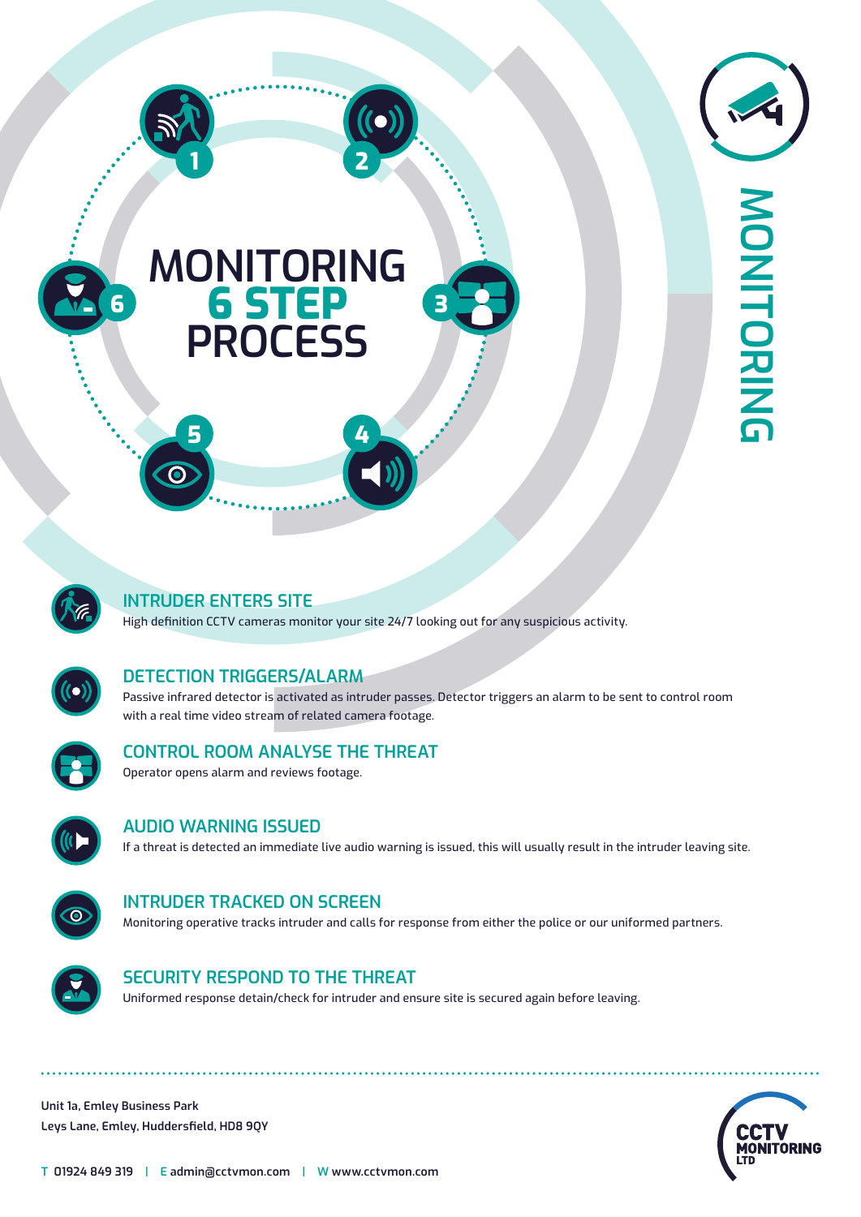# MONITORING 6 STEP PROCESS

MONITORING

## INTRUDER ENTERS SITE

High definition CCTV cameras monitor your site 24/7 looking out for any suspicious activity.

## DETECTION TRIGGERS/ALARM

Passive infrared detector is activated as intruder passes. Detector triggers an alarm to be sent to control room with a real time video stream of related camera footage.

## CONTROL ROOM ANALYSE THE THREAT

Operator opens alarm and reviews footage.

## AUDIO WARNING ISSUED

If a threat is detected an immediate live audio warning is issued, this will usually result in the intruder leaving site.

## INTRUDER TRACKED ON SCREEN

Monitoring operative tracks intruder and calls for response from either the police or our uniformed partners.

## SECURITY RESPOND TO THE THREAT

Uniformed response detain/check for intruder and ensure site is secured again before leaving.

Unit 1a, Emley Business Park
Leys Lane, Emley, Huddersfield, HD8 9QY

T 01924 849 319 | E admin@cctvmon.com | W www.cctvmon.com

CCTV MONITORING LTD